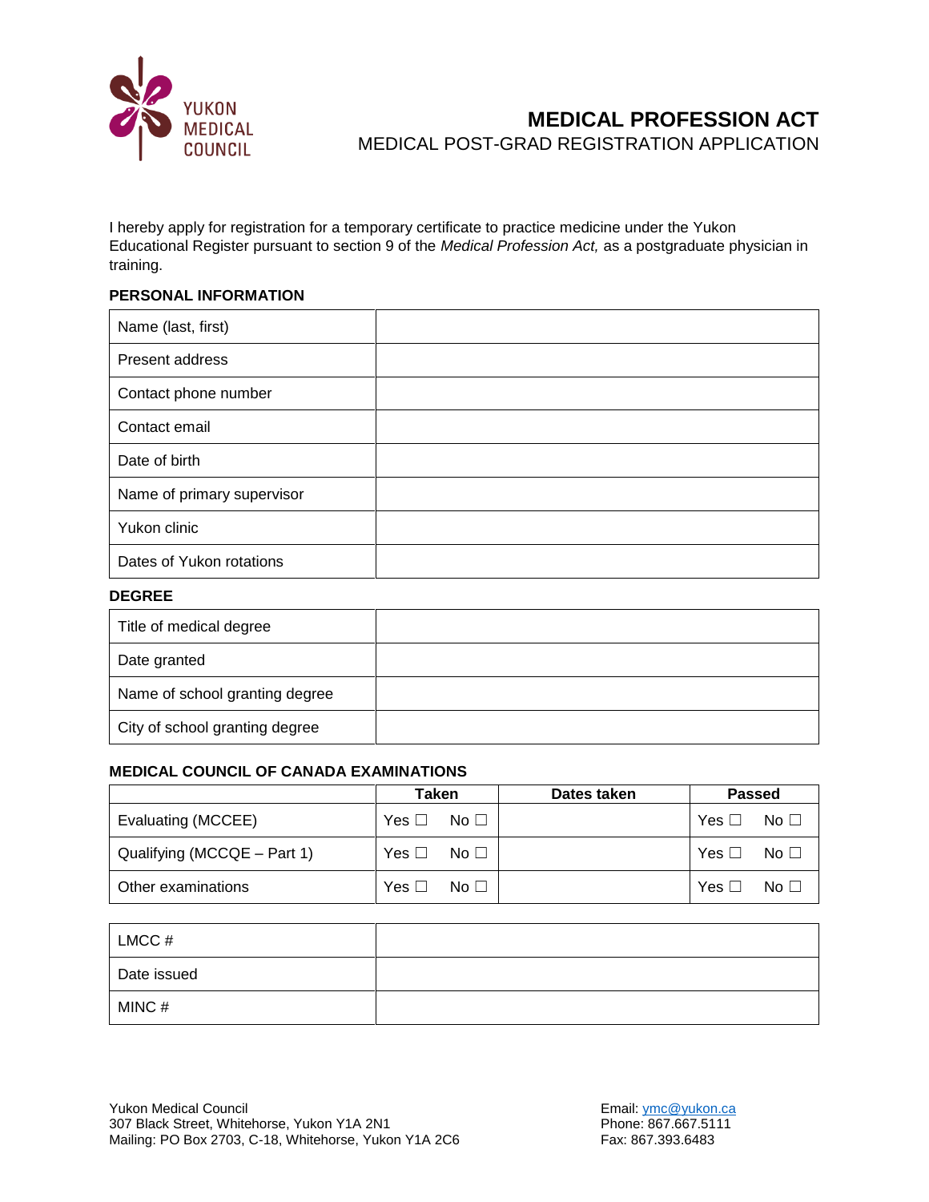YUKON MEDICAL COUNCIL

# MEDICAL PROFESSION ACT

## MEDICAL POST-GRAD REGISTRATION APPLICATION

I hereby apply for registration for a temporary certificate to practice medicine under the Yukon Educational Register pursuant to section 9 of the *Medical Profession Act,* as a postgraduate physician in training.

### PERSONAL INFORMATION

| | |
|---|---|
| Name (last, first) | |
| Present address | |
| Contact phone number | |
| Contact email | |
| Date of birth | |
| Name of primary supervisor | |
| Yukon clinic | |
| Dates of Yukon rotations | |

### DEGREE

| | |
|---|---|
| Title of medical degree | |
| Date granted | |
| Name of school granting degree | |
| City of school granting degree | |

### MEDICAL COUNCIL OF CANADA EXAMINATIONS

| | Taken | Dates taken | Passed |
|---|---|---|---|
| Evaluating (MCCEE) | Yes ☐ No ☐ | | Yes ☐ No ☐ |
| Qualifying (MCCQE – Part 1) | Yes ☐ No ☐ | | Yes ☐ No ☐ |
| Other examinations | Yes ☐ No ☐ | | Yes ☐ No ☐ |

| | |
|---|---|
| LMCC # | |
| Date issued | |
| MINC # | |

Yukon Medical Council
307 Black Street, Whitehorse, Yukon Y1A 2N1
Mailing: PO Box 2703, C-18, Whitehorse, Yukon Y1A 2C6

Email: ymc@yukon.ca
Phone: 867.667.5111
Fax: 867.393.6483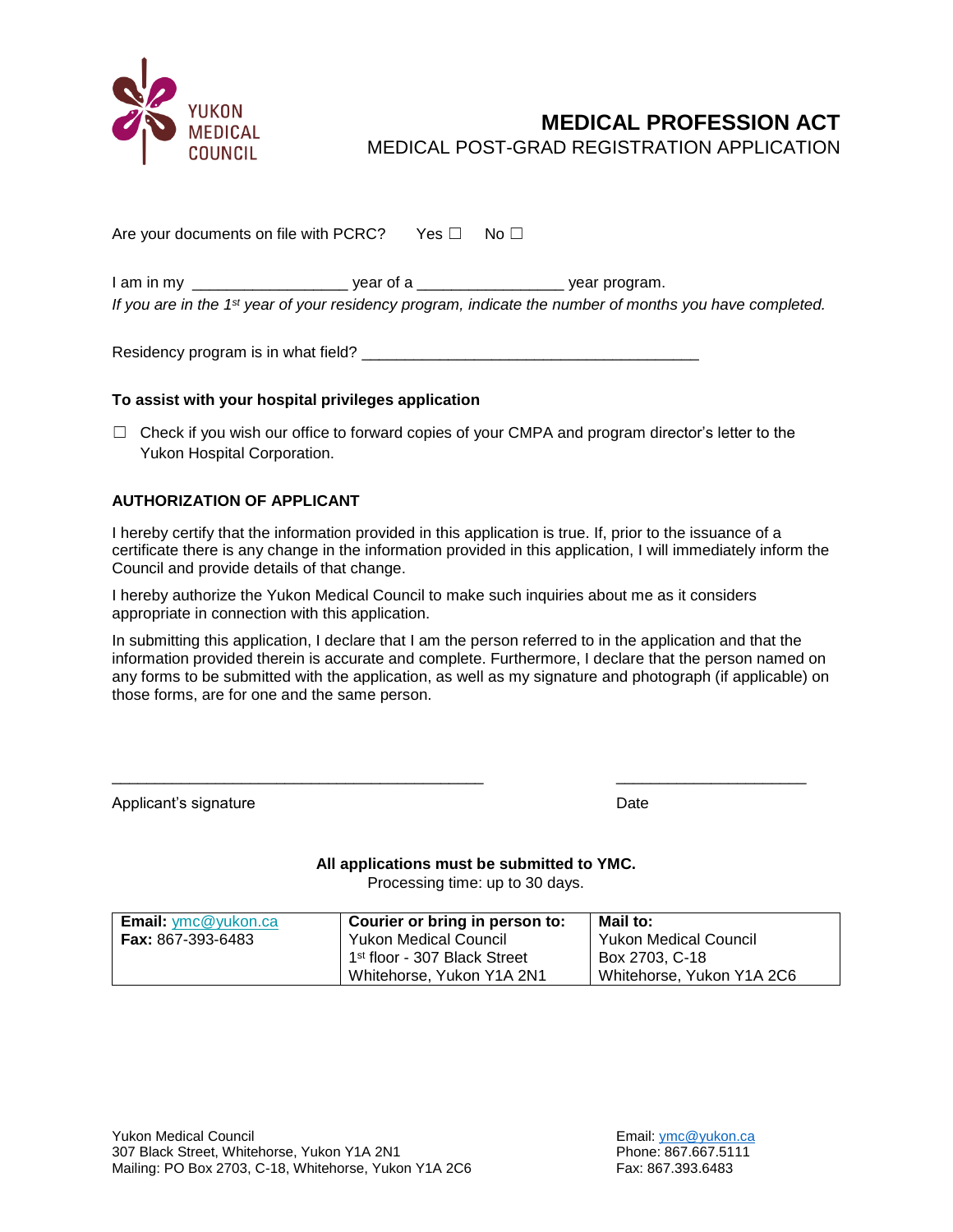YUKON MEDICAL COUNCIL

# MEDICAL PROFESSION ACT

MEDICAL POST-GRAD REGISTRATION APPLICATION

Are your documents on file with PCRC? Yes ☐ No ☐

I am in my __________________ year of a _________________ year program.

*If you are in the 1st year of your residency program, indicate the number of months you have completed.*

Residency program is in what field? _______________________________________

**To assist with your hospital privileges application**

☐ Check if you wish our office to forward copies of your CMPA and program director's letter to the Yukon Hospital Corporation.

**AUTHORIZATION OF APPLICANT**

I hereby certify that the information provided in this application is true. If, prior to the issuance of a certificate there is any change in the information provided in this application, I will immediately inform the Council and provide details of that change.

I hereby authorize the Yukon Medical Council to make such inquiries about me as it considers appropriate in connection with this application.

In submitting this application, I declare that I am the person referred to in the application and that the information provided therein is accurate and complete. Furthermore, I declare that the person named on any forms to be submitted with the application, as well as my signature and photograph (if applicable) on those forms, are for one and the same person.

___________________________________________ ______________________

Applicant's signature Date

**All applications must be submitted to YMC.**

Processing time: up to 30 days.

| | | |
|---|---|---|
| **Email:** ymc@yukon.ca<br>**Fax:** 867-393-6483 | **Courier or bring in person to:**<br>Yukon Medical Council<br>1st floor - 307 Black Street<br>Whitehorse, Yukon Y1A 2N1 | **Mail to:**<br>Yukon Medical Council<br>Box 2703, C-18<br>Whitehorse, Yukon Y1A 2C6 |